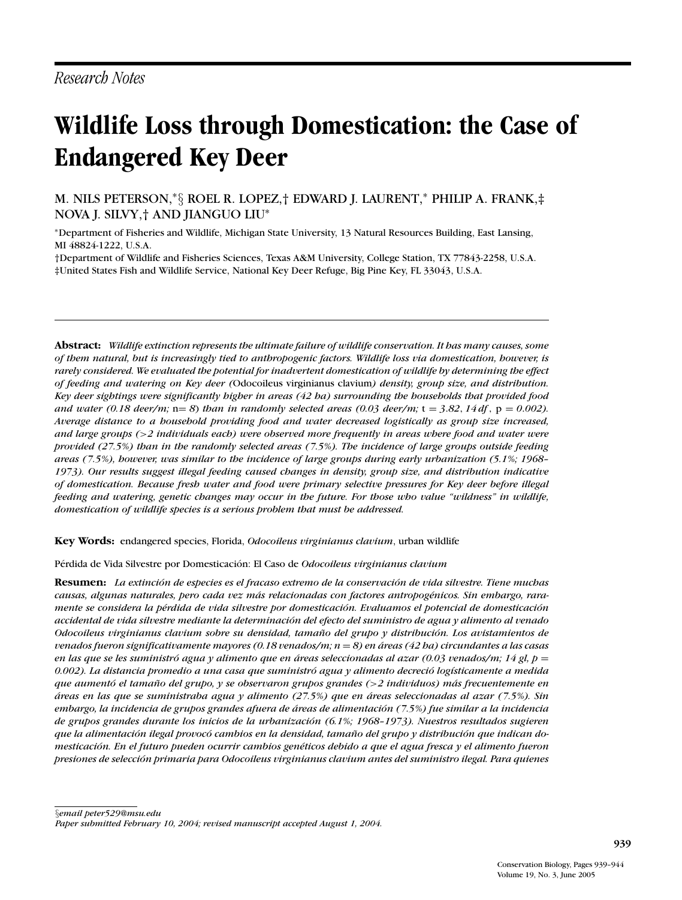*Research Notes*

# Wildlife Loss through Domestication: the Case of Endangered Key Deer

M. NILS PETERSON,*§ ROEL R. LOPEZ,† EDWARD J. LAURENT,* PHILIP A. FRANK,‡ NOVA J. SILVY,† AND JIANGUO LIU*

*Department of Fisheries and Wildlife, Michigan State University, 13 Natural Resources Building, East Lansing, MI 48824-1222, U.S.A.

†Department of Wildlife and Fisheries Sciences, Texas A&M University, College Station, TX 77843-2258, U.S.A.

‡United States Fish and Wildlife Service, National Key Deer Refuge, Big Pine Key, FL 33043, U.S.A.

---

**Abstract:** *Wildlife extinction represents the ultimate failure of wildlife conservation. It has many causes, some of them natural, but is increasingly tied to anthropogenic factors. Wildlife loss via domestication, however, is rarely considered. We evaluated the potential for inadvertent domestication of wildlife by determining the effect of feeding and watering on Key deer (*Odocoileus virginianus clavium*) density, group size, and distribution. Key deer sightings were significantly higher in areas (42 ha) surrounding the households that provided food and water (0.18 deer/m; n= 8) than in randomly selected areas (0.03 deer/m; t = 3.82, 14 df, p = 0.002). Average distance to a household providing food and water decreased logistically as group size increased, and large groups (>2 individuals each) were observed more frequently in areas where food and water were provided (27.5%) than in the randomly selected areas (7.5%). The incidence of large groups outside feeding areas (7.5%), however, was similar to the incidence of large groups during early urbanization (5.1%; 1968–1973). Our results suggest illegal feeding caused changes in density, group size, and distribution indicative of domestication. Because fresh water and food were primary selective pressures for Key deer before illegal feeding and watering, genetic changes may occur in the future. For those who value "wildness" in wildlife, domestication of wildlife species is a serious problem that must be addressed.*

**Key Words:** endangered species, Florida, *Odocoileus virginianus clavium*, urban wildlife

Pérdida de Vida Silvestre por Domesticación: El Caso de *Odocoileus virginianus clavium*

**Resumen:** *La extinción de especies es el fracaso extremo de la conservación de vida silvestre. Tiene muchas causas, algunas naturales, pero cada vez más relacionadas con factores antropogénicos. Sin embargo, raramente se considera la pérdida de vida silvestre por domesticación. Evaluamos el potencial de domesticación accidental de vida silvestre mediante la determinación del efecto del suministro de agua y alimento al venado Odocoileus virginianus clavium sobre su densidad, tamaño del grupo y distribución. Los avistamientos de venados fueron significativamente mayores (0.18 venados/m; n = 8) en áreas (42 ha) circundantes a las casas en las que se les suministró agua y alimento que en áreas seleccionadas al azar (0.03 venados/m; 14 gl, p = 0.002). La distancia promedio a una casa que suministró agua y alimento decreció logísticamente a medida que aumentó el tamaño del grupo, y se observaron grupos grandes (>2 individuos) más frecuentemente en áreas en las que se suministraba agua y alimento (27.5%) que en áreas seleccionadas al azar (7.5%). Sin embargo, la incidencia de grupos grandes afuera de áreas de alimentación (7.5%) fue similar a la incidencia de grupos grandes durante los inicios de la urbanización (6.1%; 1968–1973). Nuestros resultados sugieren que la alimentación ilegal provocó cambios en la densidad, tamaño del grupo y distribución que indican domesticación. En el futuro pueden ocurrir cambios genéticos debido a que el agua fresca y el alimento fueron presiones de selección primaria para Odocoileus virginianus clavium antes del suministro ilegal. Para quienes*

---

§*email peter529@msu.edu*

*Paper submitted February 10, 2004; revised manuscript accepted August 1, 2004.*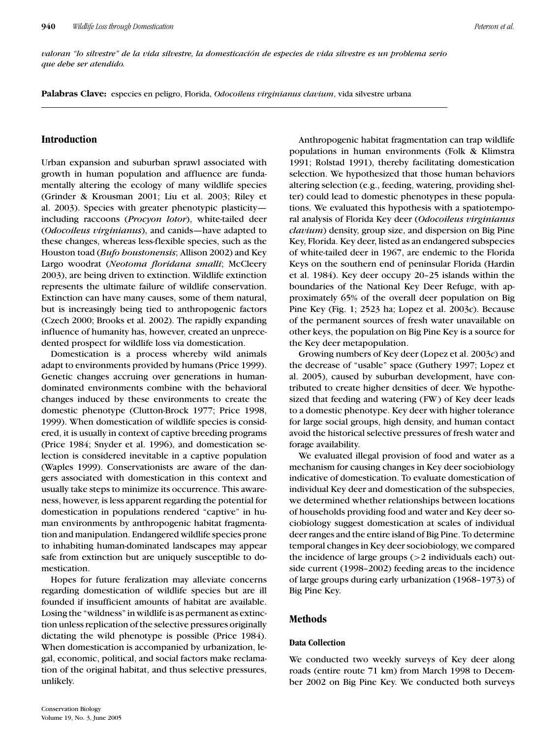*valoran "lo silvestre" de la vida silvestre, la domesticación de especies de vida silvestre es un problema serio que debe ser atendido.*

**Palabras Clave:** especies en peligro, Florida, *Odocoileus virginianus clavium*, vida silvestre urbana

## Introduction

Urban expansion and suburban sprawl associated with growth in human population and affluence are fundamentally altering the ecology of many wildlife species (Grinder & Krousman 2001; Liu et al. 2003; Riley et al. 2003). Species with greater phenotypic plasticity—including raccoons (*Procyon lotor*), white-tailed deer (*Odocoileus virginianus*), and canids—have adapted to these changes, whereas less-flexible species, such as the Houston toad (*Bufo houstonensis*; Allison 2002) and Key Largo woodrat (*Neotoma floridana smalli*; McCleery 2003), are being driven to extinction. Wildlife extinction represents the ultimate failure of wildlife conservation. Extinction can have many causes, some of them natural, but is increasingly being tied to anthropogenic factors (Czech 2000; Brooks et al. 2002). The rapidly expanding influence of humanity has, however, created an unprecedented prospect for wildlife loss via domestication.

Domestication is a process whereby wild animals adapt to environments provided by humans (Price 1999). Genetic changes accruing over generations in human-dominated environments combine with the behavioral changes induced by these environments to create the domestic phenotype (Clutton-Brock 1977; Price 1998, 1999). When domestication of wildlife species is considered, it is usually in context of captive breeding programs (Price 1984; Snyder et al. 1996), and domestication selection is considered inevitable in a captive population (Waples 1999). Conservationists are aware of the dangers associated with domestication in this context and usually take steps to minimize its occurrence. This awareness, however, is less apparent regarding the potential for domestication in populations rendered "captive" in human environments by anthropogenic habitat fragmentation and manipulation. Endangered wildlife species prone to inhabiting human-dominated landscapes may appear safe from extinction but are uniquely susceptible to domestication.

Hopes for future feralization may alleviate concerns regarding domestication of wildlife species but are ill founded if insufficient amounts of habitat are available. Losing the "wildness" in wildlife is as permanent as extinction unless replication of the selective pressures originally dictating the wild phenotype is possible (Price 1984). When domestication is accompanied by urbanization, legal, economic, political, and social factors make reclamation of the original habitat, and thus selective pressures, unlikely.

Anthropogenic habitat fragmentation can trap wildlife populations in human environments (Folk & Klimstra 1991; Rolstad 1991), thereby facilitating domestication selection. We hypothesized that those human behaviors altering selection (e.g., feeding, watering, providing shelter) could lead to domestic phenotypes in these populations. We evaluated this hypothesis with a spatiotemporal analysis of Florida Key deer (*Odocoileus virginianus clavium*) density, group size, and dispersion on Big Pine Key, Florida. Key deer, listed as an endangered subspecies of white-tailed deer in 1967, are endemic to the Florida Keys on the southern end of peninsular Florida (Hardin et al. 1984). Key deer occupy 20–25 islands within the boundaries of the National Key Deer Refuge, with approximately 65% of the overall deer population on Big Pine Key (Fig. 1; 2523 ha; Lopez et al. 2003*c*). Because of the permanent sources of fresh water unavailable on other keys, the population on Big Pine Key is a source for the Key deer metapopulation.

Growing numbers of Key deer (Lopez et al. 2003*c*) and the decrease of "usable" space (Guthery 1997; Lopez et al. 2005), caused by suburban development, have contributed to create higher densities of deer. We hypothesized that feeding and watering (FW) of Key deer leads to a domestic phenotype. Key deer with higher tolerance for large social groups, high density, and human contact avoid the historical selective pressures of fresh water and forage availability.

We evaluated illegal provision of food and water as a mechanism for causing changes in Key deer sociobiology indicative of domestication. To evaluate domestication of individual Key deer and domestication of the subspecies, we determined whether relationships between locations of households providing food and water and Key deer sociobiology suggest domestication at scales of individual deer ranges and the entire island of Big Pine. To determine temporal changes in Key deer sociobiology, we compared the incidence of large groups (>2 individuals each) outside current (1998–2002) feeding areas to the incidence of large groups during early urbanization (1968–1973) of Big Pine Key.

## Methods

### Data Collection

We conducted two weekly surveys of Key deer along roads (entire route 71 km) from March 1998 to December 2002 on Big Pine Key. We conducted both surveys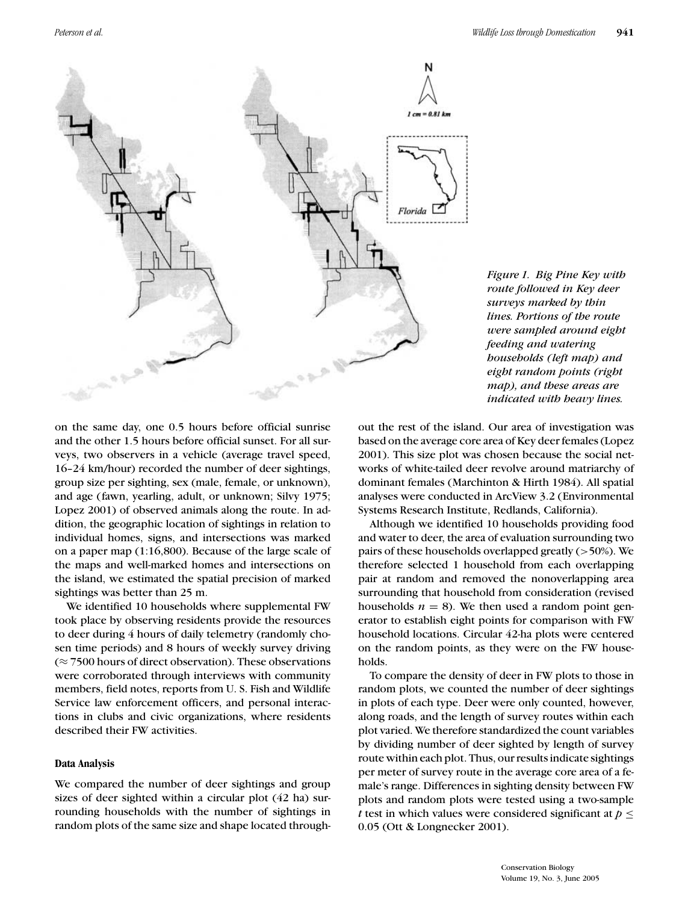*Figure 1. Big Pine Key with route followed in Key deer surveys marked by thin lines. Portions of the route were sampled around eight feeding and watering households (left map) and eight random points (right map), and these areas are indicated with heavy lines.*

on the same day, one 0.5 hours before official sunrise and the other 1.5 hours before official sunset. For all surveys, two observers in a vehicle (average travel speed, 16–24 km/hour) recorded the number of deer sightings, group size per sighting, sex (male, female, or unknown), and age (fawn, yearling, adult, or unknown; Silvy 1975; Lopez 2001) of observed animals along the route. In addition, the geographic location of sightings in relation to individual homes, signs, and intersections was marked on a paper map (1:16,800). Because of the large scale of the maps and well-marked homes and intersections on the island, we estimated the spatial precision of marked sightings was better than 25 m.

We identified 10 households where supplemental FW took place by observing residents provide the resources to deer during 4 hours of daily telemetry (randomly chosen time periods) and 8 hours of weekly survey driving ($\approx$ 7500 hours of direct observation). These observations were corroborated through interviews with community members, field notes, reports from U. S. Fish and Wildlife Service law enforcement officers, and personal interactions in clubs and civic organizations, where residents described their FW activities.

### Data Analysis

We compared the number of deer sightings and group sizes of deer sighted within a circular plot (42 ha) surrounding households with the number of sightings in random plots of the same size and shape located throughout the rest of the island. Our area of investigation was based on the average core area of Key deer females (Lopez 2001). This size plot was chosen because the social networks of white-tailed deer revolve around matriarchy of dominant females (Marchinton & Hirth 1984). All spatial analyses were conducted in ArcView 3.2 (Environmental Systems Research Institute, Redlands, California).

Although we identified 10 households providing food and water to deer, the area of evaluation surrounding two pairs of these households overlapped greatly (>50%). We therefore selected 1 household from each overlapping pair at random and removed the nonoverlapping area surrounding that household from consideration (revised households $n = 8$). We then used a random point generator to establish eight points for comparison with FW household locations. Circular 42-ha plots were centered on the random points, as they were on the FW households.

To compare the density of deer in FW plots to those in random plots, we counted the number of deer sightings in plots of each type. Deer were only counted, however, along roads, and the length of survey routes within each plot varied. We therefore standardized the count variables by dividing number of deer sighted by length of survey route within each plot. Thus, our results indicate sightings per meter of survey route in the average core area of a female's range. Differences in sighting density between FW plots and random plots were tested using a two-sample $t$ test in which values were considered significant at $p \leq 0.05$ (Ott & Longnecker 2001).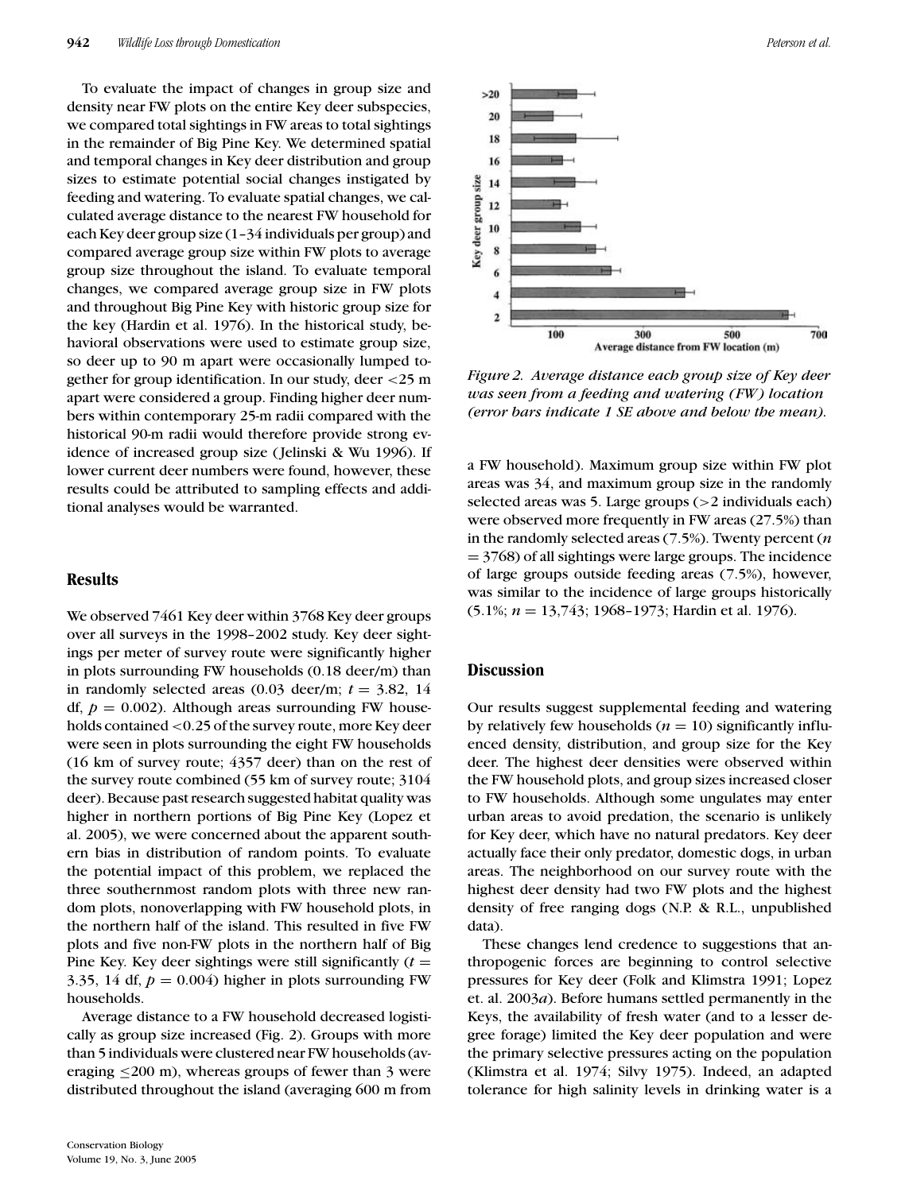To evaluate the impact of changes in group size and density near FW plots on the entire Key deer subspecies, we compared total sightings in FW areas to total sightings in the remainder of Big Pine Key. We determined spatial and temporal changes in Key deer distribution and group sizes to estimate potential social changes instigated by feeding and watering. To evaluate spatial changes, we calculated average distance to the nearest FW household for each Key deer group size (1–34 individuals per group) and compared average group size within FW plots to average group size throughout the island. To evaluate temporal changes, we compared average group size in FW plots and throughout Big Pine Key with historic group size for the key (Hardin et al. 1976). In the historical study, behavioral observations were used to estimate group size, so deer up to 90 m apart were occasionally lumped together for group identification. In our study, deer <25 m apart were considered a group. Finding higher deer numbers within contemporary 25-m radii compared with the historical 90-m radii would therefore provide strong evidence of increased group size (Jelinski & Wu 1996). If lower current deer numbers were found, however, these results could be attributed to sampling effects and additional analyses would be warranted.

## Results

We observed 7461 Key deer within 3768 Key deer groups over all surveys in the 1998–2002 study. Key deer sightings per meter of survey route were significantly higher in plots surrounding FW households (0.18 deer/m) than in randomly selected areas (0.03 deer/m; $t = 3.82$, 14 df, $p = 0.002$). Although areas surrounding FW households contained <0.25 of the survey route, more Key deer were seen in plots surrounding the eight FW households (16 km of survey route; 4357 deer) than on the rest of the survey route combined (55 km of survey route; 3104 deer). Because past research suggested habitat quality was higher in northern portions of Big Pine Key (Lopez et al. 2005), we were concerned about the apparent southern bias in distribution of random points. To evaluate the potential impact of this problem, we replaced the three southernmost random plots with three new random plots, nonoverlapping with FW household plots, in the northern half of the island. This resulted in five FW plots and five non-FW plots in the northern half of Big Pine Key. Key deer sightings were still significantly ($t = 3.35$, 14 df, $p = 0.004$) higher in plots surrounding FW households.

Average distance to a FW household decreased logistically as group size increased (Fig. 2). Groups with more than 5 individuals were clustered near FW households (averaging ≤200 m), whereas groups of fewer than 3 were distributed throughout the island (averaging 600 m from a FW household). Maximum group size within FW plot areas was 34, and maximum group size in the randomly selected areas was 5. Large groups (>2 individuals each) were observed more frequently in FW areas (27.5%) than in the randomly selected areas (7.5%). Twenty percent ($n = 3768$) of all sightings were large groups. The incidence of large groups outside feeding areas (7.5%), however, was similar to the incidence of large groups historically (5.1%; $n = 13,743$; 1968–1973; Hardin et al. 1976).

*Figure 2. Average distance each group size of Key deer was seen from a feeding and watering (FW) location (error bars indicate 1 SE above and below the mean).*

## Discussion

Our results suggest supplemental feeding and watering by relatively few households ($n = 10$) significantly influenced density, distribution, and group size for the Key deer. The highest deer densities were observed within the FW household plots, and group sizes increased closer to FW households. Although some ungulates may enter urban areas to avoid predation, the scenario is unlikely for Key deer, which have no natural predators. Key deer actually face their only predator, domestic dogs, in urban areas. The neighborhood on our survey route with the highest deer density had two FW plots and the highest density of free ranging dogs (N.P. & R.L., unpublished data).

These changes lend credence to suggestions that anthropogenic forces are beginning to control selective pressures for Key deer (Folk and Klimstra 1991; Lopez et. al. 2003*a*). Before humans settled permanently in the Keys, the availability of fresh water (and to a lesser degree forage) limited the Key deer population and were the primary selective pressures acting on the population (Klimstra et al. 1974; Silvy 1975). Indeed, an adapted tolerance for high salinity levels in drinking water is a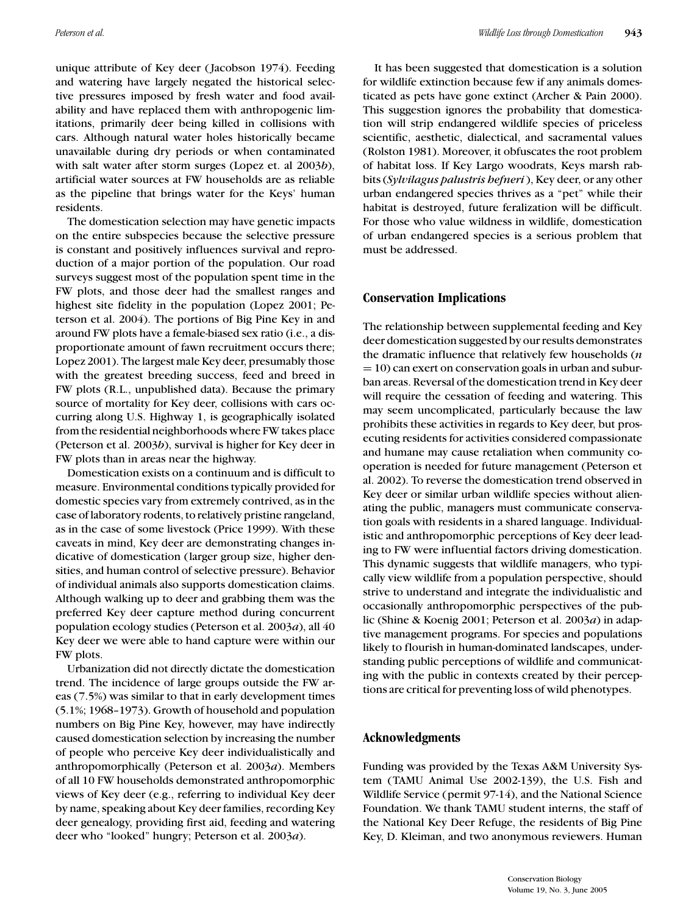unique attribute of Key deer (Jacobson 1974). Feeding and watering have largely negated the historical selective pressures imposed by fresh water and food availability and have replaced them with anthropogenic limitations, primarily deer being killed in collisions with cars. Although natural water holes historically became unavailable during dry periods or when contaminated with salt water after storm surges (Lopez et. al 2003*b*), artificial water sources at FW households are as reliable as the pipeline that brings water for the Keys' human residents.

The domestication selection may have genetic impacts on the entire subspecies because the selective pressure is constant and positively influences survival and reproduction of a major portion of the population. Our road surveys suggest most of the population spent time in the FW plots, and those deer had the smallest ranges and highest site fidelity in the population (Lopez 2001; Peterson et al. 2004). The portions of Big Pine Key in and around FW plots have a female-biased sex ratio (i.e., a disproportionate amount of fawn recruitment occurs there; Lopez 2001). The largest male Key deer, presumably those with the greatest breeding success, feed and breed in FW plots (R.L., unpublished data). Because the primary source of mortality for Key deer, collisions with cars occurring along U.S. Highway 1, is geographically isolated from the residential neighborhoods where FW takes place (Peterson et al. 2003*b*), survival is higher for Key deer in FW plots than in areas near the highway.

Domestication exists on a continuum and is difficult to measure. Environmental conditions typically provided for domestic species vary from extremely contrived, as in the case of laboratory rodents, to relatively pristine rangeland, as in the case of some livestock (Price 1999). With these caveats in mind, Key deer are demonstrating changes indicative of domestication (larger group size, higher densities, and human control of selective pressure). Behavior of individual animals also supports domestication claims. Although walking up to deer and grabbing them was the preferred Key deer capture method during concurrent population ecology studies (Peterson et al. 2003*a*), all 40 Key deer we were able to hand capture were within our FW plots.

Urbanization did not directly dictate the domestication trend. The incidence of large groups outside the FW areas (7.5%) was similar to that in early development times (5.1%; 1968–1973). Growth of household and population numbers on Big Pine Key, however, may have indirectly caused domestication selection by increasing the number of people who perceive Key deer individualistically and anthropomorphically (Peterson et al. 2003*a*). Members of all 10 FW households demonstrated anthropomorphic views of Key deer (e.g., referring to individual Key deer by name, speaking about Key deer families, recording Key deer genealogy, providing first aid, feeding and watering deer who "looked" hungry; Peterson et al. 2003*a*).

It has been suggested that domestication is a solution for wildlife extinction because few if any animals domesticated as pets have gone extinct (Archer & Pain 2000). This suggestion ignores the probability that domestication will strip endangered wildlife species of priceless scientific, aesthetic, dialectical, and sacramental values (Rolston 1981). Moreover, it obfuscates the root problem of habitat loss. If Key Largo woodrats, Keys marsh rabbits (*Sylvilagus palustris hefneri*), Key deer, or any other urban endangered species thrives as a "pet" while their habitat is destroyed, future feralization will be difficult. For those who value wildness in wildlife, domestication of urban endangered species is a serious problem that must be addressed.

## Conservation Implications

The relationship between supplemental feeding and Key deer domestication suggested by our results demonstrates the dramatic influence that relatively few households ($n = 10$) can exert on conservation goals in urban and suburban areas. Reversal of the domestication trend in Key deer will require the cessation of feeding and watering. This may seem uncomplicated, particularly because the law prohibits these activities in regards to Key deer, but prosecuting residents for activities considered compassionate and humane may cause retaliation when community cooperation is needed for future management (Peterson et al. 2002). To reverse the domestication trend observed in Key deer or similar urban wildlife species without alienating the public, managers must communicate conservation goals with residents in a shared language. Individualistic and anthropomorphic perceptions of Key deer leading to FW were influential factors driving domestication. This dynamic suggests that wildlife managers, who typically view wildlife from a population perspective, should strive to understand and integrate the individualistic and occasionally anthropomorphic perspectives of the public (Shine & Koenig 2001; Peterson et al. 2003*a*) in adaptive management programs. For species and populations likely to flourish in human-dominated landscapes, understanding public perceptions of wildlife and communicating with the public in contexts created by their perceptions are critical for preventing loss of wild phenotypes.

## Acknowledgments

Funding was provided by the Texas A&M University System (TAMU Animal Use 2002-139), the U.S. Fish and Wildlife Service (permit 97-14), and the National Science Foundation. We thank TAMU student interns, the staff of the National Key Deer Refuge, the residents of Big Pine Key, D. Kleiman, and two anonymous reviewers. Human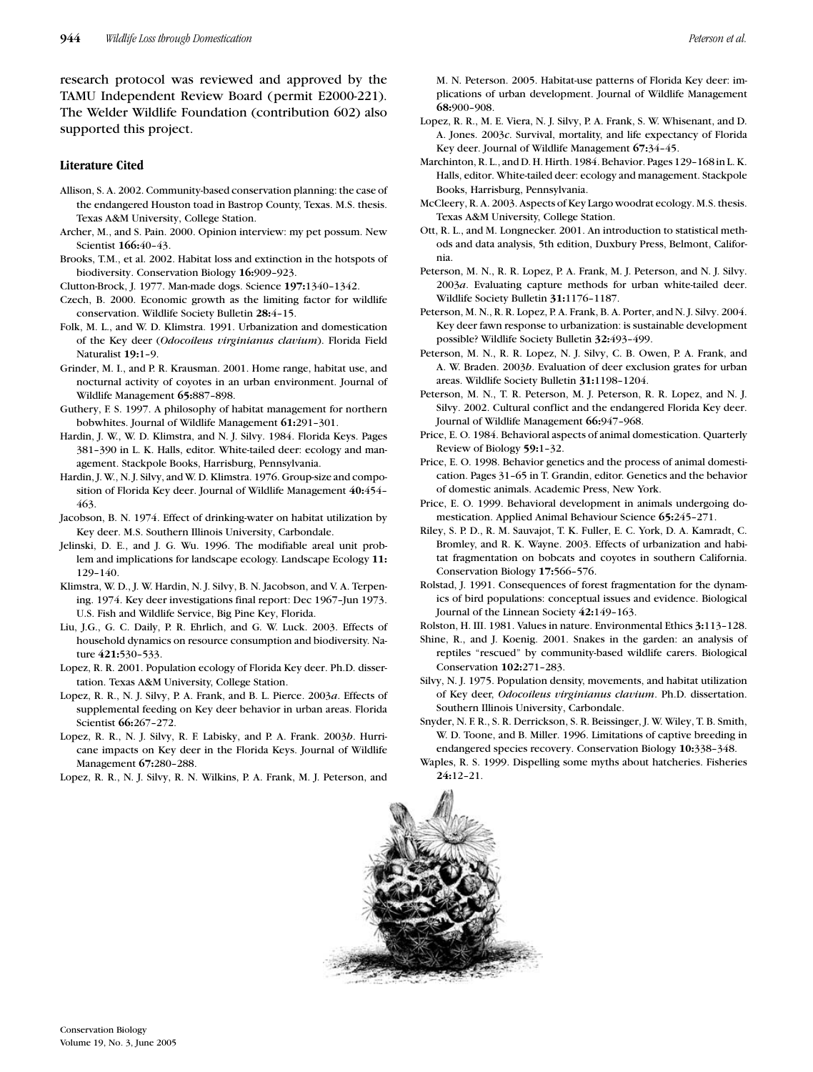research protocol was reviewed and approved by the TAMU Independent Review Board (permit E2000-221). The Welder Wildlife Foundation (contribution 602) also supported this project.

## Literature Cited

Allison, S. A. 2002. Community-based conservation planning: the case of the endangered Houston toad in Bastrop County, Texas. M.S. thesis. Texas A&M University, College Station.

Archer, M., and S. Pain. 2000. Opinion interview: my pet possum. New Scientist **166:**40–43.

Brooks, T.M., et al. 2002. Habitat loss and extinction in the hotspots of biodiversity. Conservation Biology **16:**909–923.

Clutton-Brock, J. 1977. Man-made dogs. Science **197:**1340–1342.

Czech, B. 2000. Economic growth as the limiting factor for wildlife conservation. Wildlife Society Bulletin **28:**4–15.

Folk, M. L., and W. D. Klimstra. 1991. Urbanization and domestication of the Key deer (*Odocoileus virginianus clavium*). Florida Field Naturalist **19:**1–9.

Grinder, M. I., and P. R. Krausman. 2001. Home range, habitat use, and nocturnal activity of coyotes in an urban environment. Journal of Wildlife Management **65:**887–898.

Guthery, F. S. 1997. A philosophy of habitat management for northern bobwhites. Journal of Wildlife Management **61:**291–301.

Hardin, J. W., W. D. Klimstra, and N. J. Silvy. 1984. Florida Keys. Pages 381–390 in L. K. Halls, editor. White-tailed deer: ecology and management. Stackpole Books, Harrisburg, Pennsylvania.

Hardin, J. W., N. J. Silvy, and W. D. Klimstra. 1976. Group-size and composition of Florida Key deer. Journal of Wildlife Management **40:**454–463.

Jacobson, B. N. 1974. Effect of drinking-water on habitat utilization by Key deer. M.S. Southern Illinois University, Carbondale.

Jelinski, D. E., and J. G. Wu. 1996. The modifiable areal unit problem and implications for landscape ecology. Landscape Ecology **11:** 129–140.

Klimstra, W. D., J. W. Hardin, N. J. Silvy, B. N. Jacobson, and V. A. Terpening. 1974. Key deer investigations final report: Dec 1967–Jun 1973. U.S. Fish and Wildlife Service, Big Pine Key, Florida.

Liu, J.G., G. C. Daily, P. R. Ehrlich, and G. W. Luck. 2003. Effects of household dynamics on resource consumption and biodiversity. Nature **421:**530–533.

Lopez, R. R. 2001. Population ecology of Florida Key deer. Ph.D. dissertation. Texas A&M University, College Station.

Lopez, R. R., N. J. Silvy, P. A. Frank, and B. L. Pierce. 2003*a*. Effects of supplemental feeding on Key deer behavior in urban areas. Florida Scientist **66:**267–272.

Lopez, R. R., N. J. Silvy, R. F. Labisky, and P. A. Frank. 2003*b*. Hurricane impacts on Key deer in the Florida Keys. Journal of Wildlife Management **67:**280–288.

Lopez, R. R., N. J. Silvy, R. N. Wilkins, P. A. Frank, M. J. Peterson, and M. N. Peterson. 2005. Habitat-use patterns of Florida Key deer: implications of urban development. Journal of Wildlife Management **68:**900–908.

Lopez, R. R., M. E. Viera, N. J. Silvy, P. A. Frank, S. W. Whisenant, and D. A. Jones. 2003*c*. Survival, mortality, and life expectancy of Florida Key deer. Journal of Wildlife Management **67:**34–45.

Marchinton, R. L., and D. H. Hirth. 1984. Behavior. Pages 129–168 in L. K. Halls, editor. White-tailed deer: ecology and management. Stackpole Books, Harrisburg, Pennsylvania.

McCleery, R. A. 2003. Aspects of Key Largo woodrat ecology. M.S. thesis. Texas A&M University, College Station.

Ott, R. L., and M. Longnecker. 2001. An introduction to statistical methods and data analysis, 5th edition, Duxbury Press, Belmont, California.

Peterson, M. N., R. R. Lopez, P. A. Frank, M. J. Peterson, and N. J. Silvy. 2003*a*. Evaluating capture methods for urban white-tailed deer. Wildlife Society Bulletin **31:**1176–1187.

Peterson, M. N., R. R. Lopez, P. A. Frank, B. A. Porter, and N. J. Silvy. 2004. Key deer fawn response to urbanization: is sustainable development possible? Wildlife Society Bulletin **32:**493–499.

Peterson, M. N., R. R. Lopez, N. J. Silvy, C. B. Owen, P. A. Frank, and A. W. Braden. 2003*b*. Evaluation of deer exclusion grates for urban areas. Wildlife Society Bulletin **31:**1198–1204.

Peterson, M. N., T. R. Peterson, M. J. Peterson, R. R. Lopez, and N. J. Silvy. 2002. Cultural conflict and the endangered Florida Key deer. Journal of Wildlife Management **66:**947–968.

Price, E. O. 1984. Behavioral aspects of animal domestication. Quarterly Review of Biology **59:**1–32.

Price, E. O. 1998. Behavior genetics and the process of animal domestication. Pages 31–65 in T. Grandin, editor. Genetics and the behavior of domestic animals. Academic Press, New York.

Price, E. O. 1999. Behavioral development in animals undergoing domestication. Applied Animal Behaviour Science **65:**245–271.

Riley, S. P. D., R. M. Sauvajot, T. K. Fuller, E. C. York, D. A. Kamradt, C. Bromley, and R. K. Wayne. 2003. Effects of urbanization and habitat fragmentation on bobcats and coyotes in southern California. Conservation Biology **17:**566–576.

Rolstad, J. 1991. Consequences of forest fragmentation for the dynamics of bird populations: conceptual issues and evidence. Biological Journal of the Linnean Society **42:**149–163.

Rolston, H. III. 1981. Values in nature. Environmental Ethics **3:**113–128.

Shine, R., and J. Koenig. 2001. Snakes in the garden: an analysis of reptiles "rescued" by community-based wildlife carers. Biological Conservation **102:**271–283.

Silvy, N. J. 1975. Population density, movements, and habitat utilization of Key deer, *Odocoileus virginianus clavium*. Ph.D. dissertation. Southern Illinois University, Carbondale.

Snyder, N. F. R., S. R. Derrickson, S. R. Beissinger, J. W. Wiley, T. B. Smith, W. D. Toone, and B. Miller. 1996. Limitations of captive breeding in endangered species recovery. Conservation Biology **10:**338–348.

Waples, R. S. 1999. Dispelling some myths about hatcheries. Fisheries **24:**12–21.